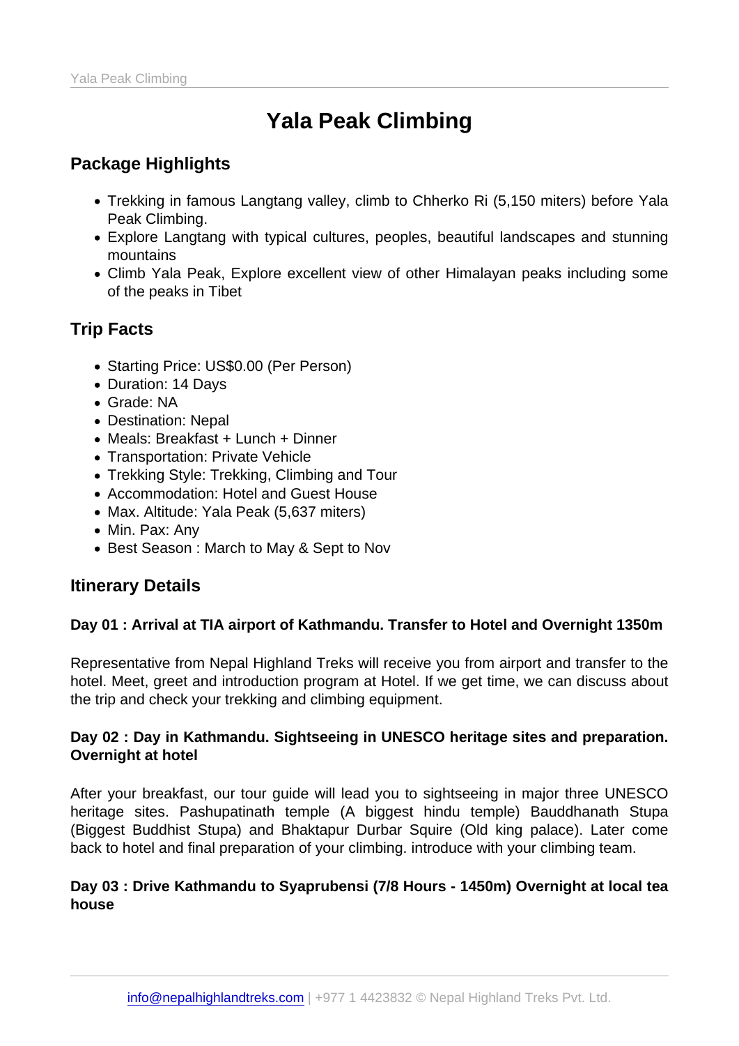# Yala Peak Climbing

## Package Highlights

- Trekking in famous Langtang valley, climb to Chherko Ri (5,150 miters) before Yala Peak Climbing.
- Explore Langtang with typical cultures, peoples, beautiful landscapes and stunning mountains
- Climb Yala Peak, Explore excellent view of other Himalayan peaks including some of the peaks in Tibet

## Trip Facts

- Starting Price: US$0.00 (Per Person)
- Duration: 14 Days
- Grade: NA
- Destination: Nepal
- Meals: Breakfast + Lunch + Dinner
- Transportation: Private Vehicle
- Trekking Style: Trekking, Climbing and Tour
- Accommodation: Hotel and Guest House
- Max. Altitude: Yala Peak (5,637 miters)
- Min. Pax: Any
- Best Season : March to May & Sept to Nov

## Itinerary Details

**Day 01 : Arrival at TIA airport of Kathmandu. Transfer to Hotel and Overnight 1350m**

Representative from Nepal Highland Treks will receive you from airport and transfer to the hotel. Meet, greet and introduction program at Hotel. If we get time, we can discuss about the trip and check your trekking and climbing equipment.

**Day 02 : Day in Kathmandu. Sightseeing in UNESCO heritage sites and preparation. Overnight at hotel**

After your breakfast, our tour guide will lead you to sightseeing in major three UNESCO heritage sites. Pashupatinath temple (A biggest hindu temple) Bauddhanath Stupa (Biggest Buddhist Stupa) and Bhaktapur Durbar Squire (Old king palace). Later come back to hotel and final preparation of your climbing. introduce with your climbing team.

**Day 03 : Drive Kathmandu to Syaprubensi (7/8 Hours - 1450m) Overnight at local tea house**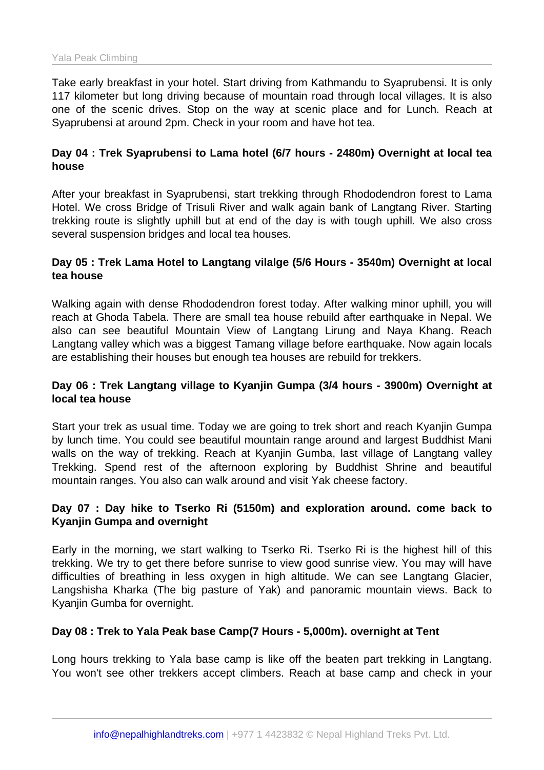Take early breakfast in your hotel. Start driving from Kathmandu to Syaprubensi. It is only 117 kilometer but long driving because of mountain road through local villages. It is also one of the scenic drives. Stop on the way at scenic place and for Lunch. Reach at Syaprubensi at around 2pm. Check in your room and have hot tea.

**Day 04 : Trek Syaprubensi to Lama hotel (6/7 hours - 2480m) Overnight at local tea house**

After your breakfast in Syaprubensi, start trekking through Rhododendron forest to Lama Hotel. We cross Bridge of Trisuli River and walk again bank of Langtang River. Starting trekking route is slightly uphill but at end of the day is with tough uphill. We also cross several suspension bridges and local tea houses.

**Day 05 : Trek Lama Hotel to Langtang vilalge (5/6 Hours - 3540m) Overnight at local tea house**

Walking again with dense Rhododendron forest today. After walking minor uphill, you will reach at Ghoda Tabela. There are small tea house rebuild after earthquake in Nepal. We also can see beautiful Mountain View of Langtang Lirung and Naya Khang. Reach Langtang valley which was a biggest Tamang village before earthquake. Now again locals are establishing their houses but enough tea houses are rebuild for trekkers.

**Day 06 : Trek Langtang village to Kyanjin Gumpa (3/4 hours - 3900m) Overnight at local tea house**

Start your trek as usual time. Today we are going to trek short and reach Kyanjin Gumpa by lunch time. You could see beautiful mountain range around and largest Buddhist Mani walls on the way of trekking. Reach at Kyanjin Gumba, last village of Langtang valley Trekking. Spend rest of the afternoon exploring by Buddhist Shrine and beautiful mountain ranges. You also can walk around and visit Yak cheese factory.

**Day 07 : Day hike to Tserko Ri (5150m) and exploration around. come back to Kyanjin Gumpa and overnight**

Early in the morning, we start walking to Tserko Ri. Tserko Ri is the highest hill of this trekking. We try to get there before sunrise to view good sunrise view. You may will have difficulties of breathing in less oxygen in high altitude. We can see Langtang Glacier, Langshisha Kharka (The big pasture of Yak) and panoramic mountain views. Back to Kyanjin Gumba for overnight.

**Day 08 : Trek to Yala Peak base Camp(7 Hours - 5,000m). overnight at Tent**

Long hours trekking to Yala base camp is like off the beaten part trekking in Langtang. You won't see other trekkers accept climbers. Reach at base camp and check in your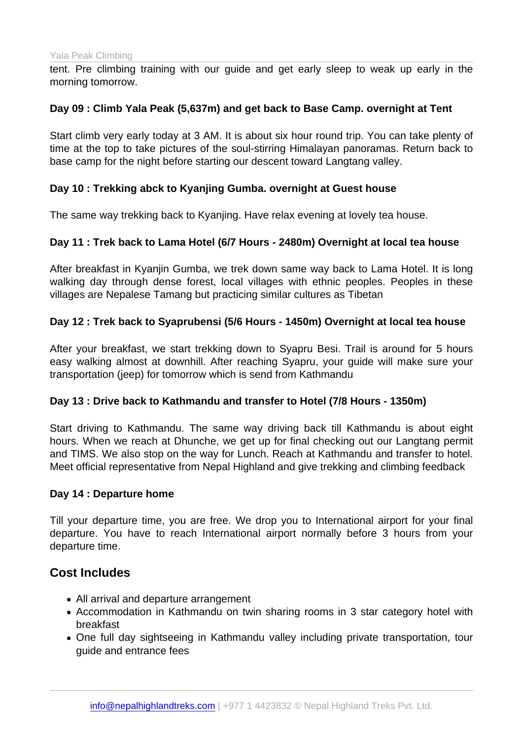tent. Pre climbing training with our guide and get early sleep to weak up early in the morning tomorrow.

**Day 09 : Climb Yala Peak (5,637m) and get back to Base Camp. overnight at Tent**

Start climb very early today at 3 AM. It is about six hour round trip. You can take plenty of time at the top to take pictures of the soul-stirring Himalayan panoramas. Return back to base camp for the night before starting our descent toward Langtang valley.

**Day 10 : Trekking abck to Kyanjing Gumba. overnight at Guest house**

The same way trekking back to Kyanjing. Have relax evening at lovely tea house.

**Day 11 : Trek back to Lama Hotel (6/7 Hours - 2480m) Overnight at local tea house**

After breakfast in Kyanjin Gumba, we trek down same way back to Lama Hotel. It is long walking day through dense forest, local villages with ethnic peoples. Peoples in these villages are Nepalese Tamang but practicing similar cultures as Tibetan

**Day 12 : Trek back to Syaprubensi (5/6 Hours - 1450m) Overnight at local tea house**

After your breakfast, we start trekking down to Syapru Besi. Trail is around for 5 hours easy walking almost at downhill. After reaching Syapru, your guide will make sure your transportation (jeep) for tomorrow which is send from Kathmandu

**Day 13 : Drive back to Kathmandu and transfer to Hotel (7/8 Hours - 1350m)**

Start driving to Kathmandu. The same way driving back till Kathmandu is about eight hours. When we reach at Dhunche, we get up for final checking out our Langtang permit and TIMS. We also stop on the way for Lunch. Reach at Kathmandu and transfer to hotel. Meet official representative from Nepal Highland and give trekking and climbing feedback

**Day 14 : Departure home**

Till your departure time, you are free. We drop you to International airport for your final departure. You have to reach International airport normally before 3 hours from your departure time.

## Cost Includes

- All arrival and departure arrangement
- Accommodation in Kathmandu on twin sharing rooms in 3 star category hotel with breakfast
- One full day sightseeing in Kathmandu valley including private transportation, tour guide and entrance fees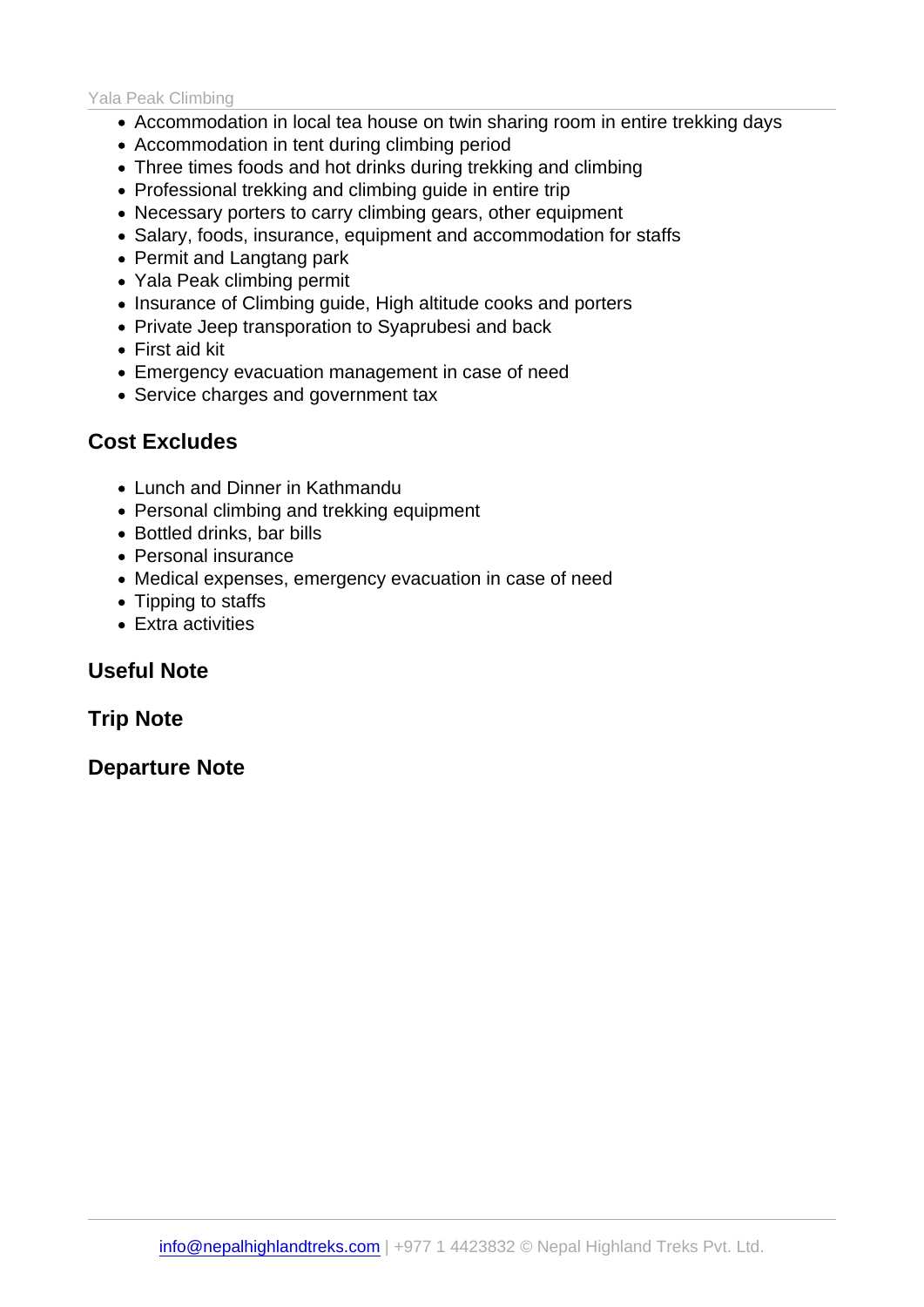- Accommodation in local tea house on twin sharing room in entire trekking days
- Accommodation in tent during climbing period
- Three times foods and hot drinks during trekking and climbing
- Professional trekking and climbing guide in entire trip
- Necessary porters to carry climbing gears, other equipment
- Salary, foods, insurance, equipment and accommodation for staffs
- Permit and Langtang park
- Yala Peak climbing permit
- Insurance of Climbing guide, High altitude cooks and porters
- Private Jeep transporation to Syaprubesi and back
- First aid kit
- Emergency evacuation management in case of need
- Service charges and government tax

## Cost Excludes

- Lunch and Dinner in Kathmandu
- Personal climbing and trekking equipment
- Bottled drinks, bar bills
- Personal insurance
- Medical expenses, emergency evacuation in case of need
- Tipping to staffs
- Extra activities

## Useful Note

## Trip Note

## Departure Note